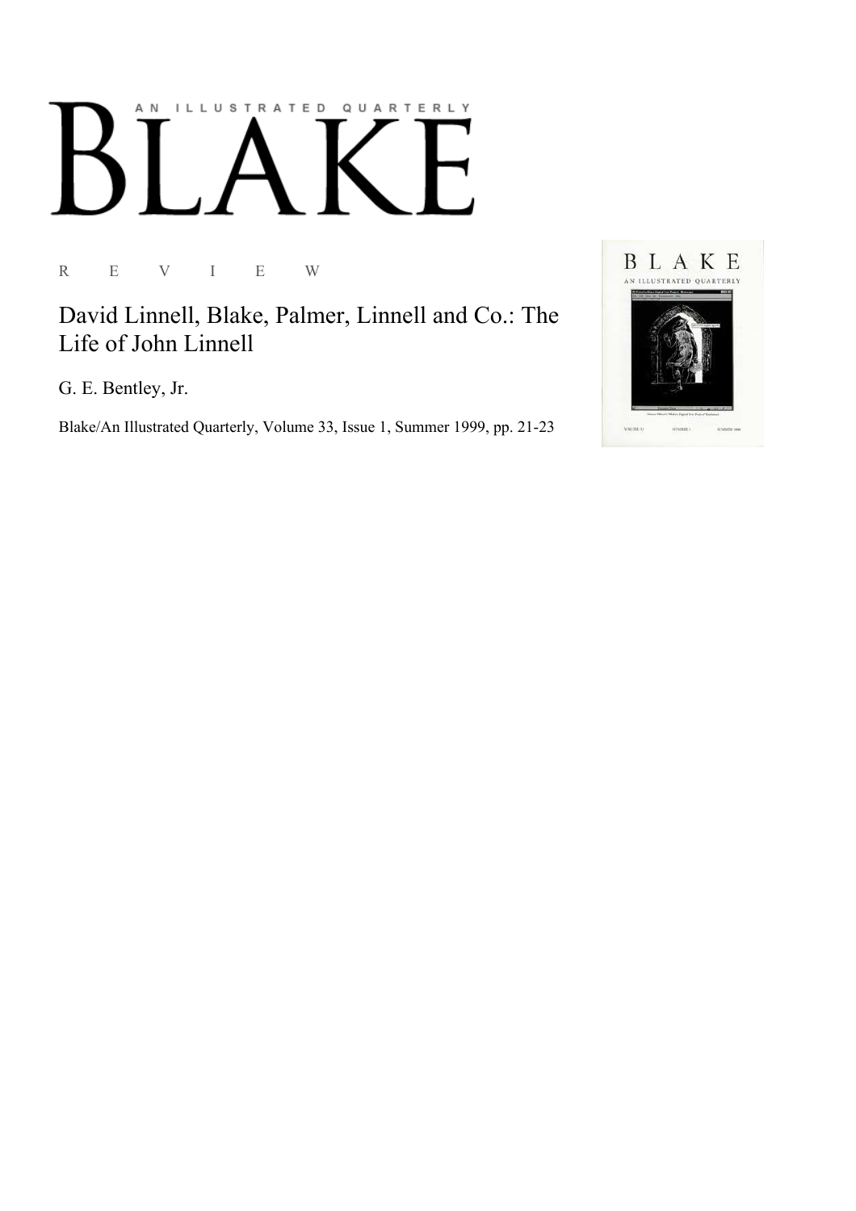# BLAKE

AN ILLUSTRATED QUARTERLY

R E V I E W

## David Linnell, Blake, Palmer, Linnell and Co.: The Life of John Linnell

G. E. Bentley, Jr.

Blake/An Illustrated Quarterly, Volume 33, Issue 1, Summer 1999, pp. 21-23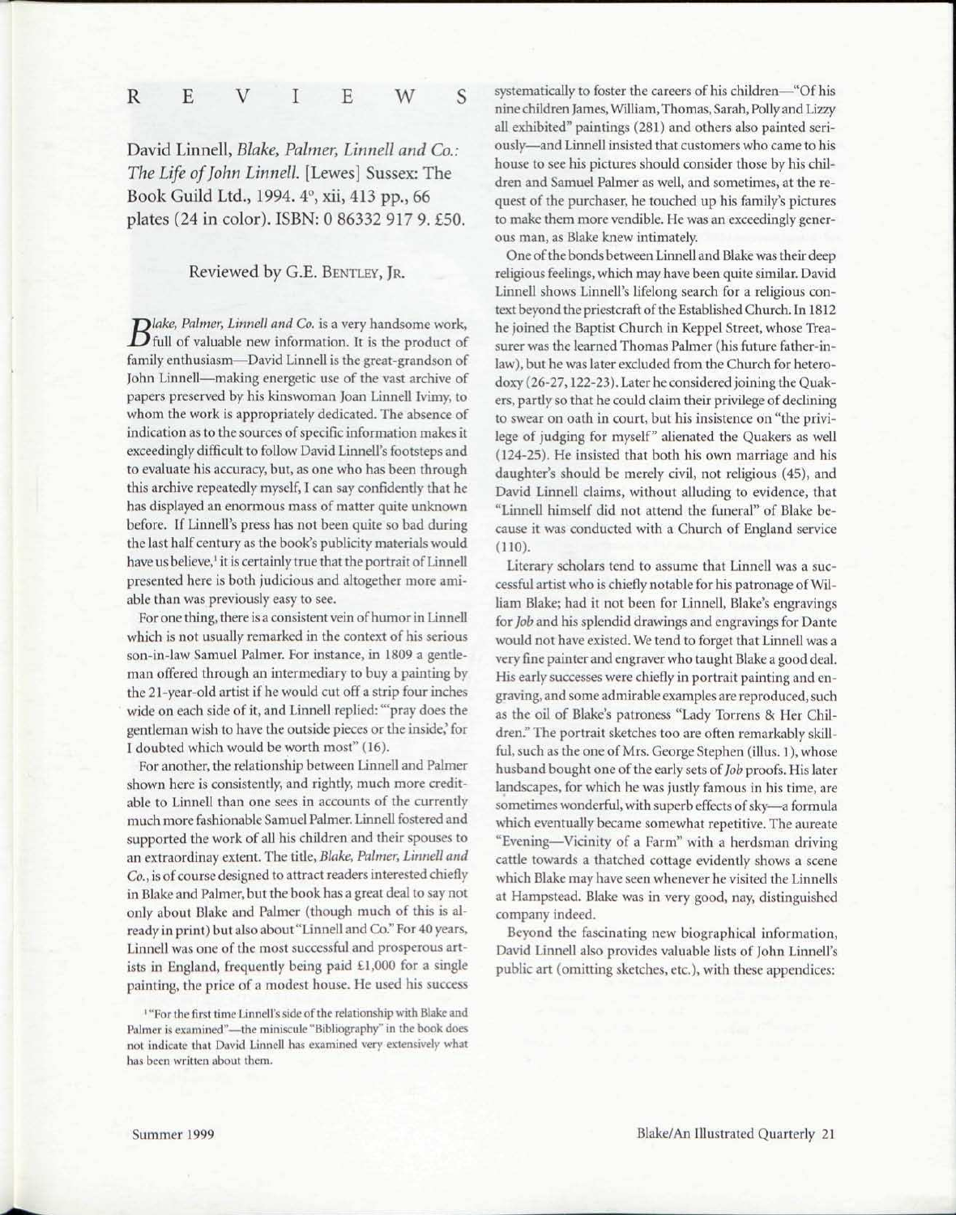# R E V I E W S

## David Linnell, *Blake, Palmer, Linnell and Co.: The Life of John Linnell.* [Lewes] Sussex: The Book Guild Ltd., 1994. 4°, xii, 413 pp., 66 plates (24 in color). ISBN: 0 86332 917 9. £50.

### Reviewed by G.E. Bentley, Jr.

*Blake, Palmer, Linnell and Co.* is a very handsome work, full of valuable new information. It is the product of family enthusiasm—David Linnell is the great-grandson of John Linnell—making energetic use of the vast archive of papers preserved by his kinswoman Joan Linnell Ivimy, to whom the work is appropriately dedicated. The absence of indication as to the sources of specific information makes it exceedingly difficult to follow David Linnell's footsteps and to evaluate his accuracy, but, as one who has been through this archive repeatedly myself, I can say confidently that he has displayed an enormous mass of matter quite unknown before. If Linnell's press has not been quite so bad during the last half century as the book's publicity materials would have us believe,[1] it is certainly true that the portrait of Linnell presented here is both judicious and altogether more amiable than was previously easy to see.

For one thing, there is a consistent vein of humor in Linnell which is not usually remarked in the context of his serious son-in-law Samuel Palmer. For instance, in 1809 a gentleman offered through an intermediary to buy a painting by the 21-year-old artist if he would cut off a strip four inches wide on each side of it, and Linnell replied: "'pray does the gentleman wish to have the outside pieces or the inside,' for I doubted which would be worth most" (16).

For another, the relationship between Linnell and Palmer shown here is consistently, and rightly, much more creditable to Linnell than one sees in accounts of the currently much more fashionable Samuel Palmer. Linnell fostered and supported the work of all his children and their spouses to an extraordinay extent. The title, *Blake, Palmer, Linnell and Co.*, is of course designed to attract readers interested chiefly in Blake and Palmer, but the book has a great deal to say not only about Blake and Palmer (though much of this is already in print) but also about "Linnell and Co." For 40 years, Linnell was one of the most successful and prosperous artists in England, frequently being paid £1,000 for a single painting, the price of a modest house. He used his success systematically to foster the careers of his children—"Of his nine children James, William, Thomas, Sarah, Polly and Lizzy all exhibited" paintings (281) and others also painted seriously—and Linnell insisted that customers who came to his house to see his pictures should consider those by his children and Samuel Palmer as well, and sometimes, at the request of the purchaser, he touched up his family's pictures to make them more vendible. He was an exceedingly generous man, as Blake knew intimately.

One of the bonds between Linnell and Blake was their deep religious feelings, which may have been quite similar. David Linnell shows Linnell's lifelong search for a religious context beyond the priestcraft of the Established Church. In 1812 he joined the Baptist Church in Keppel Street, whose Treasurer was the learned Thomas Palmer (his future father-in-law), but he was later excluded from the Church for heterodoxy (26-27, 122-23). Later he considered joining the Quakers, partly so that he could claim their privilege of declining to swear on oath in court, but his insistence on "the privilege of judging for myself" alienated the Quakers as well (124-25). He insisted that both his own marriage and his daughter's should be merely civil, not religious (45), and David Linnell claims, without alluding to evidence, that "Linnell himself did not attend the funeral" of Blake because it was conducted with a Church of England service (110).

Literary scholars tend to assume that Linnell was a successful artist who is chiefly notable for his patronage of William Blake; had it not been for Linnell, Blake's engravings for *Job* and his splendid drawings and engravings for Dante would not have existed. We tend to forget that Linnell was a very fine painter and engraver who taught Blake a good deal. His early successes were chiefly in portrait painting and engraving, and some admirable examples are reproduced, such as the oil of Blake's patroness "Lady Torrens & Her Children." The portrait sketches too are often remarkably skillful, such as the one of Mrs. George Stephen (illus. 1), whose husband bought one of the early sets of *Job* proofs. His later landscapes, for which he was justly famous in his time, are sometimes wonderful, with superb effects of sky—a formula which eventually became somewhat repetitive. The aureate "Evening—Vicinity of a Farm" with a herdsman driving cattle towards a thatched cottage evidently shows a scene which Blake may have seen whenever he visited the Linnells at Hampstead. Blake was in very good, nay, distinguished company indeed.

Beyond the fascinating new biographical information, David Linnell also provides valuable lists of John Linnell's public art (omitting sketches, etc.), with these appendices:

[1] "For the first time Linnell's side of the relationship with Blake and Palmer is examined"—the miniscule "Bibliography" in the book does not indicate that David Linnell has examined very extensively what has been written about them.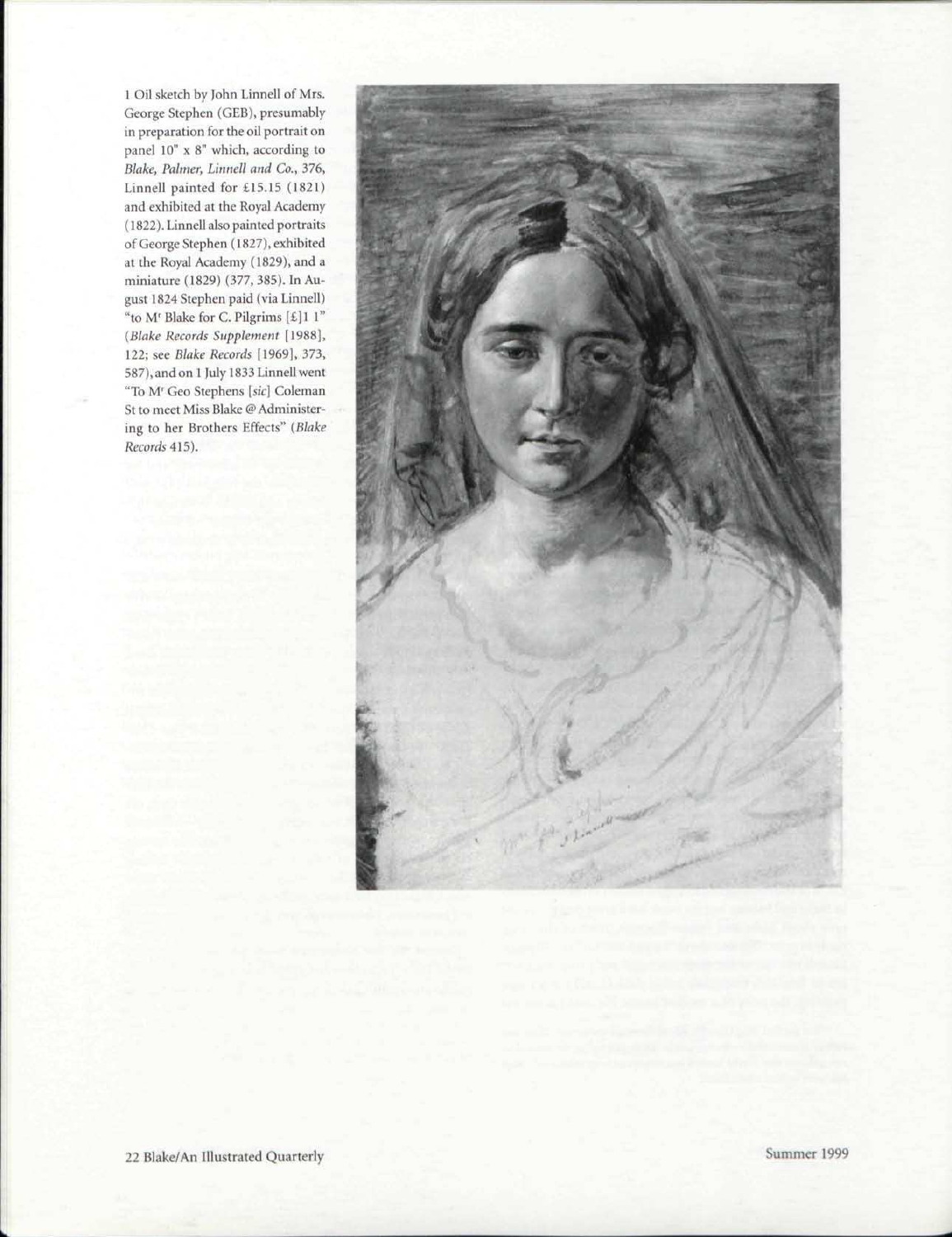1 Oil sketch by John Linnell of Mrs. George Stephen (GEB), presumably in preparation for the oil portrait on panel 10" x 8" which, according to *Blake, Palmer, Linnell and Co.*, 376, Linnell painted for £15.15 (1821) and exhibited at the Royal Academy (1822). Linnell also painted portraits of George Stephen (1827), exhibited at the Royal Academy (1829), and a miniature (1829) (377, 385). In August 1824 Stephen paid (via Linnell) "to M^r Blake for C. Pilgrims [£]1 1" (*Blake Records Supplement* [1988], 122; see *Blake Records* [1969], 373, 587), and on 1 July 1833 Linnell went "To M^r Geo Stephens [*sic*] Coleman St to meet Miss Blake @ Administering to her Brothers Effects" (*Blake Records* 415).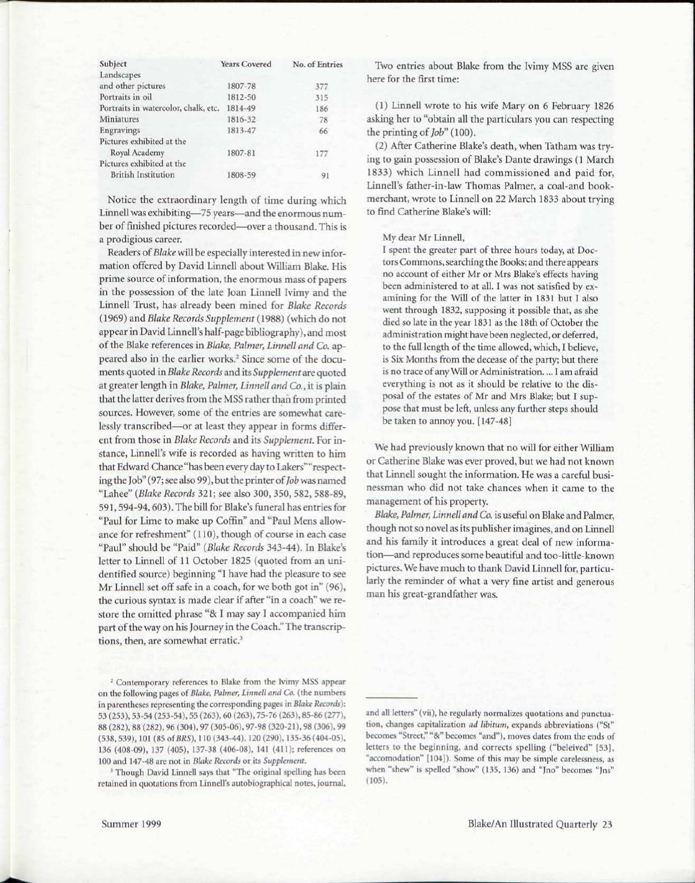| Subject | Years Covered | No. of Entries |
|---|---|---|
| Landscapes and other pictures | 1807-78 | 377 |
| Portraits in oil | 1812-50 | 315 |
| Portraits in watercolor, chalk, etc. | 1814-49 | 186 |
| Miniatures | 1816-32 | 78 |
| Engravings | 1813-47 | 66 |
| Pictures exhibited at the Royal Academy | 1807-81 | 177 |
| Pictures exhibited at the British Institution | 1808-59 | 91 |

Notice the extraordinary length of time during which Linnell was exhibiting—75 years—and the enormous number of finished pictures recorded—over a thousand. This is a prodigious career.

Readers of *Blake* will be especially interested in new information offered by David Linnell about William Blake. His prime source of information, the enormous mass of papers in the possession of the late Joan Linnell Ivimy and the Linnell Trust, has already been mined for *Blake Records* (1969) and *Blake Records Supplement* (1988) (which do not appear in David Linnell's half-page bibliography), and most of the Blake references in *Blake, Palmer, Linnell and Co.* appeared also in the earlier works.[2] Since some of the documents quoted in *Blake Records* and its *Supplement* are quoted at greater length in *Blake, Palmer, Linnell and Co.*, it is plain that the latter derives from the MSS rather than from printed sources. However, some of the entries are somewhat carelessly transcribed—or at least they appear in forms different from those in *Blake Records* and its *Supplement*. For instance, Linnell's wife is recorded as having written to him that Edward Chance "has been every day to Lakers" "respecting the Job" (97; see also 99), but the printer of *Job* was named "Lahee" (*Blake Records* 321; see also 300, 350, 582, 588-89, 591, 594-94, 603). The bill for Blake's funeral has entries for "Paul for Lime to make up Coffin" and "Paul Mens allowance for refreshment" (110), though of course in each case "Paul" should be "Paid" (*Blake Records* 343-44). In Blake's letter to Linnell of 11 October 1825 (quoted from an unidentified source) beginning "I have had the pleasure to see Mr Linnell set off safe in a coach, for we both got in" (96), the curious syntax is made clear if after "in a coach" we restore the omitted phrase "& I may say I accompanied him part of the way on his Journey in the Coach." The transcriptions, then, are somewhat erratic.[3]

Two entries about Blake from the Ivimy MSS are given here for the first time:

(1) Linnell wrote to his wife Mary on 6 February 1826 asking her to "obtain all the particulars you can respecting the printing of *Job*" (100).

(2) After Catherine Blake's death, when Tatham was trying to gain possession of Blake's Dante drawings (1 March 1833) which Linnell had commissioned and paid for, Linnell's father-in-law Thomas Palmer, a coal-and book-merchant, wrote to Linnell on 22 March 1833 about trying to find Catherine Blake's will:

> My dear Mr Linnell,
>
> I spent the greater part of three hours today, at Doctors Commons, searching the Books; and there appears no account of either Mr or Mrs Blake's effects having been administered to at all. I was not satisfied by examining for the Will of the latter in 1831 but I also went through 1832, supposing it possible that, as she died so late in the year 1831 as the 18th of October the administration might have been neglected, or deferred, to the full length of the time allowed, which, I believe, is Six Months from the decease of the party; but there is no trace of any Will or Administration. ... I am afraid everything is not as it should be relative to the disposal of the estates of Mr and Mrs Blake; but I suppose that must be left, unless any further steps should be taken to annoy you. [147-48]

We had previously known that no will for either William or Catherine Blake was ever proved, but we had not known that Linnell sought the information. He was a careful businessman who did not take chances when it came to the management of his property.

*Blake, Palmer, Linnell and Co.* is useful on Blake and Palmer, though not so novel as its publisher imagines, and on Linnell and his family it introduces a great deal of new information—and reproduces some beautiful and too-little-known pictures. We have much to thank David Linnell for, particularly the reminder of what a very fine artist and generous man his great-grandfather was.

---

[2] Contemporary references to Blake from the Ivimy MSS appear on the following pages of *Blake, Palmer, Linnell and Co.* (the numbers in parentheses representing the corresponding pages in *Blake Records*): 53 (253), 53-54 (253-54), 55 (263), 60 (263), 75-76 (263), 85-86 (277), 88 (282), 88 (282), 96 (304), 97 (305-06), 97-98 (320-21), 98 (306), 99 (538, 539), 101 (85 of *BRS*), 110 (343-44), 120 (290), 135-36 (404-05), 136 (408-09), 137 (405), 137-38 (406-08), 141 (411); references on 100 and 147-48 are not in *Blake Records* or its *Supplement*.

[3] Though David Linnell says that "The original spelling has been retained in quotations from Linnell's autobiographical notes, journal, and all letters" (vii), he regularly normalizes quotations and punctuation, changes capitalization *ad libitum*, expands abbreviations ("St" becomes "Street," "&" becomes "and"), moves dates from the ends of letters to the beginning, and corrects spelling ("beleived" [53], "accomodation" [104]). Some of this may be simple carelessness, as when "shew" is spelled "show" (135, 136) and "Jno" becomes "Jns" (105).